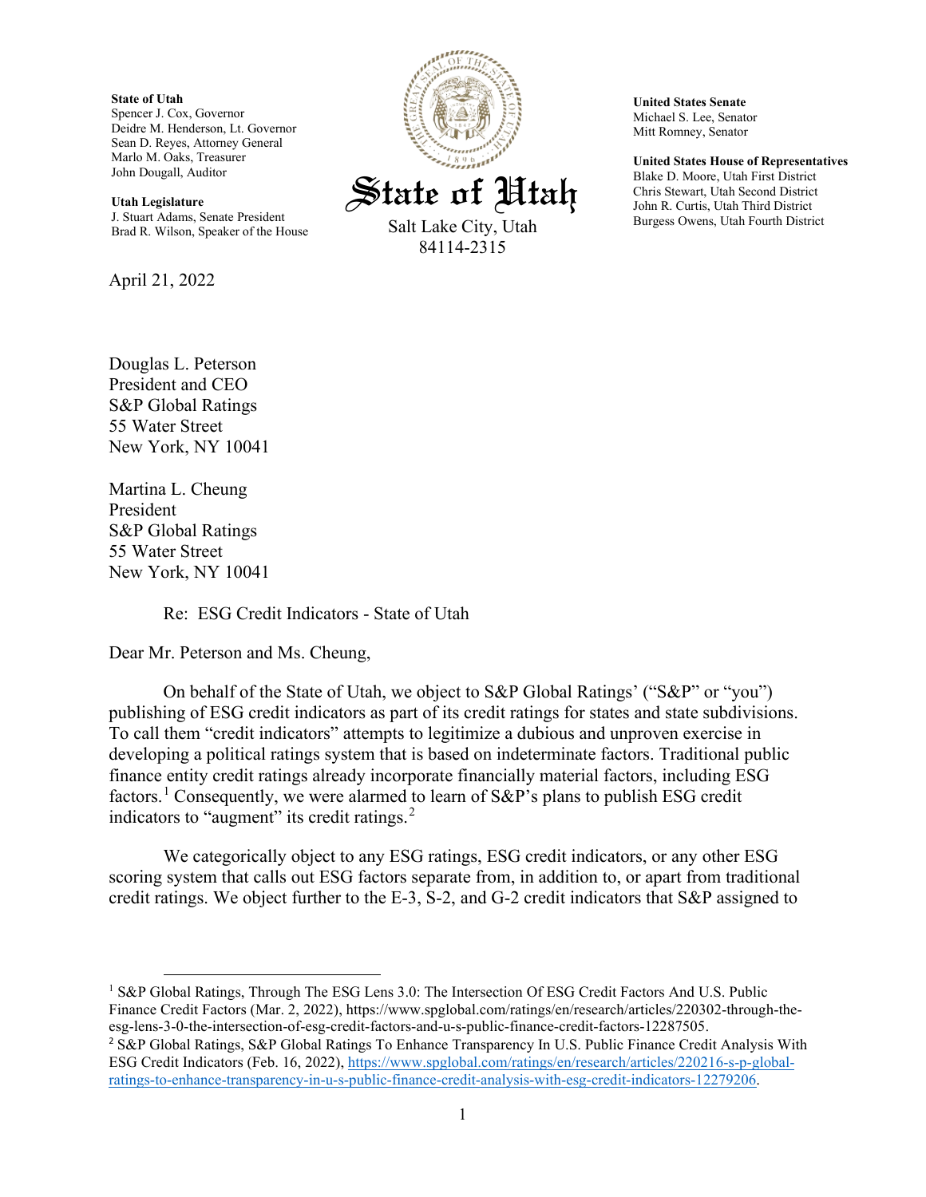**State of Utah**
Spencer J. Cox, Governor
Deidre M. Henderson, Lt. Governor
Sean D. Reyes, Attorney General
Marlo M. Oaks, Treasurer
John Dougall, Auditor

**Utah Legislature**
J. Stuart Adams, Senate President
Brad R. Wilson, Speaker of the House

# State of Utah

Salt Lake City, Utah
84114-2315

**United States Senate**
Michael S. Lee, Senator
Mitt Romney, Senator

**United States House of Representatives**
Blake D. Moore, Utah First District
Chris Stewart, Utah Second District
John R. Curtis, Utah Third District
Burgess Owens, Utah Fourth District

April 21, 2022

Douglas L. Peterson
President and CEO
S&P Global Ratings
55 Water Street
New York, NY 10041

Martina L. Cheung
President
S&P Global Ratings
55 Water Street
New York, NY 10041

Re: ESG Credit Indicators - State of Utah

Dear Mr. Peterson and Ms. Cheung,

On behalf of the State of Utah, we object to S&P Global Ratings' ("S&P" or "you") publishing of ESG credit indicators as part of its credit ratings for states and state subdivisions. To call them "credit indicators" attempts to legitimize a dubious and unproven exercise in developing a political ratings system that is based on indeterminate factors. Traditional public finance entity credit ratings already incorporate financially material factors, including ESG factors.[1] Consequently, we were alarmed to learn of S&P's plans to publish ESG credit indicators to "augment" its credit ratings.[2]

We categorically object to any ESG ratings, ESG credit indicators, or any other ESG scoring system that calls out ESG factors separate from, in addition to, or apart from traditional credit ratings. We object further to the E-3, S-2, and G-2 credit indicators that S&P assigned to

[1] S&P Global Ratings, Through The ESG Lens 3.0: The Intersection Of ESG Credit Factors And U.S. Public Finance Credit Factors (Mar. 2, 2022), https://www.spglobal.com/ratings/en/research/articles/220302-through-the-esg-lens-3-0-the-intersection-of-esg-credit-factors-and-u-s-public-finance-credit-factors-12287505.

[2] S&P Global Ratings, S&P Global Ratings To Enhance Transparency In U.S. Public Finance Credit Analysis With ESG Credit Indicators (Feb. 16, 2022), https://www.spglobal.com/ratings/en/research/articles/220216-s-p-global-ratings-to-enhance-transparency-in-u-s-public-finance-credit-analysis-with-esg-credit-indicators-12279206.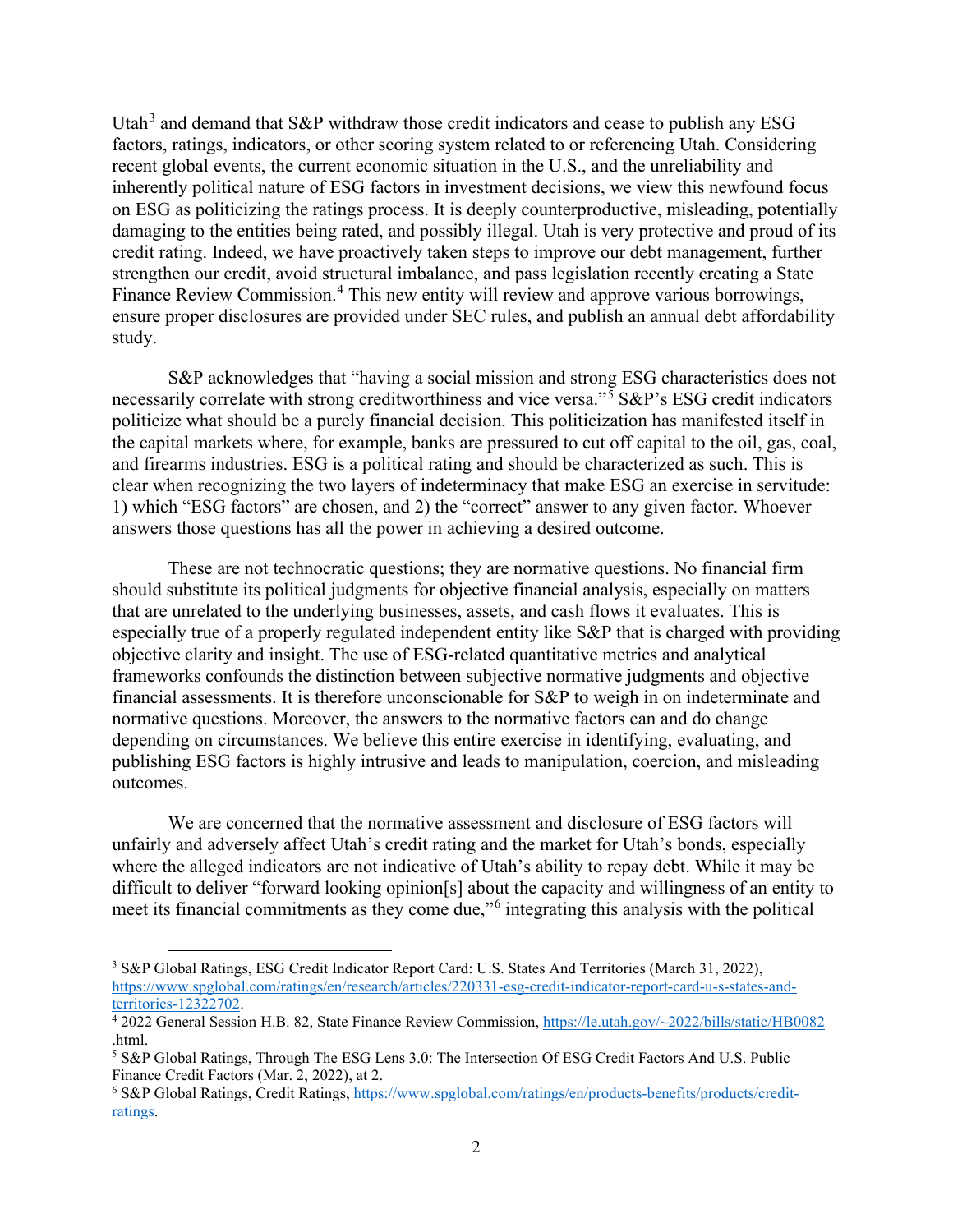Utah[3] and demand that S&P withdraw those credit indicators and cease to publish any ESG factors, ratings, indicators, or other scoring system related to or referencing Utah. Considering recent global events, the current economic situation in the U.S., and the unreliability and inherently political nature of ESG factors in investment decisions, we view this newfound focus on ESG as politicizing the ratings process. It is deeply counterproductive, misleading, potentially damaging to the entities being rated, and possibly illegal. Utah is very protective and proud of its credit rating. Indeed, we have proactively taken steps to improve our debt management, further strengthen our credit, avoid structural imbalance, and pass legislation recently creating a State Finance Review Commission.[4] This new entity will review and approve various borrowings, ensure proper disclosures are provided under SEC rules, and publish an annual debt affordability study.

S&P acknowledges that "having a social mission and strong ESG characteristics does not necessarily correlate with strong creditworthiness and vice versa."[5] S&P's ESG credit indicators politicize what should be a purely financial decision. This politicization has manifested itself in the capital markets where, for example, banks are pressured to cut off capital to the oil, gas, coal, and firearms industries. ESG is a political rating and should be characterized as such. This is clear when recognizing the two layers of indeterminacy that make ESG an exercise in servitude: 1) which "ESG factors" are chosen, and 2) the "correct" answer to any given factor. Whoever answers those questions has all the power in achieving a desired outcome.

These are not technocratic questions; they are normative questions. No financial firm should substitute its political judgments for objective financial analysis, especially on matters that are unrelated to the underlying businesses, assets, and cash flows it evaluates. This is especially true of a properly regulated independent entity like S&P that is charged with providing objective clarity and insight. The use of ESG-related quantitative metrics and analytical frameworks confounds the distinction between subjective normative judgments and objective financial assessments. It is therefore unconscionable for S&P to weigh in on indeterminate and normative questions. Moreover, the answers to the normative factors can and do change depending on circumstances. We believe this entire exercise in identifying, evaluating, and publishing ESG factors is highly intrusive and leads to manipulation, coercion, and misleading outcomes.

We are concerned that the normative assessment and disclosure of ESG factors will unfairly and adversely affect Utah's credit rating and the market for Utah's bonds, especially where the alleged indicators are not indicative of Utah's ability to repay debt. While it may be difficult to deliver "forward looking opinion[s] about the capacity and willingness of an entity to meet its financial commitments as they come due,"[6] integrating this analysis with the political

---

[3] S&P Global Ratings, ESG Credit Indicator Report Card: U.S. States And Territories (March 31, 2022), https://www.spglobal.com/ratings/en/research/articles/220331-esg-credit-indicator-report-card-u-s-states-and-territories-12322702.

[4] 2022 General Session H.B. 82, State Finance Review Commission, https://le.utah.gov/~2022/bills/static/HB0082.html.

[5] S&P Global Ratings, Through The ESG Lens 3.0: The Intersection Of ESG Credit Factors And U.S. Public Finance Credit Factors (Mar. 2, 2022), at 2.

[6] S&P Global Ratings, Credit Ratings, https://www.spglobal.com/ratings/en/products-benefits/products/credit-ratings.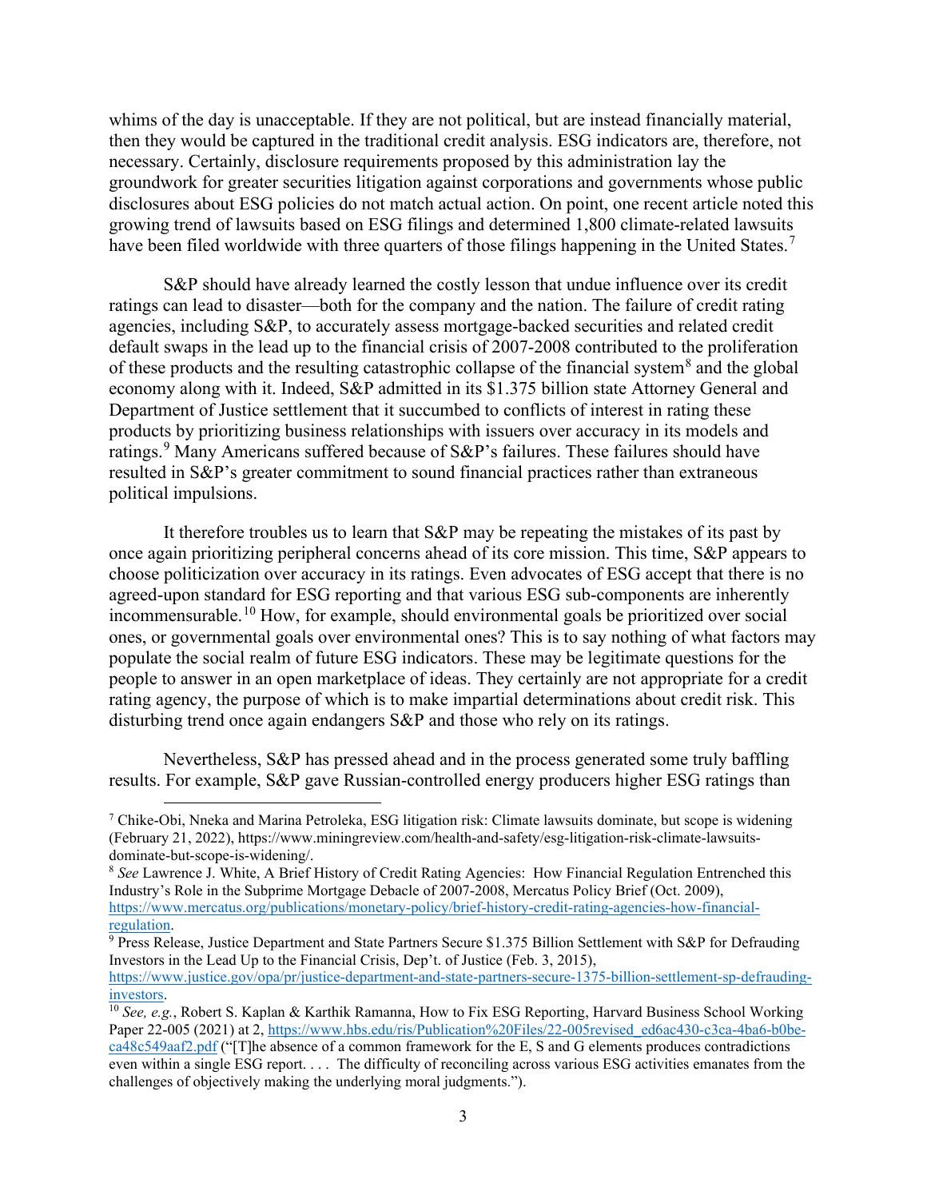whims of the day is unacceptable. If they are not political, but are instead financially material, then they would be captured in the traditional credit analysis. ESG indicators are, therefore, not necessary. Certainly, disclosure requirements proposed by this administration lay the groundwork for greater securities litigation against corporations and governments whose public disclosures about ESG policies do not match actual action. On point, one recent article noted this growing trend of lawsuits based on ESG filings and determined 1,800 climate-related lawsuits have been filed worldwide with three quarters of those filings happening in the United States.[7]

S&P should have already learned the costly lesson that undue influence over its credit ratings can lead to disaster—both for the company and the nation. The failure of credit rating agencies, including S&P, to accurately assess mortgage-backed securities and related credit default swaps in the lead up to the financial crisis of 2007-2008 contributed to the proliferation of these products and the resulting catastrophic collapse of the financial system[8] and the global economy along with it. Indeed, S&P admitted in its $1.375 billion state Attorney General and Department of Justice settlement that it succumbed to conflicts of interest in rating these products by prioritizing business relationships with issuers over accuracy in its models and ratings.[9] Many Americans suffered because of S&P's failures. These failures should have resulted in S&P's greater commitment to sound financial practices rather than extraneous political impulsions.

It therefore troubles us to learn that S&P may be repeating the mistakes of its past by once again prioritizing peripheral concerns ahead of its core mission. This time, S&P appears to choose politicization over accuracy in its ratings. Even advocates of ESG accept that there is no agreed-upon standard for ESG reporting and that various ESG sub-components are inherently incommensurable.[10] How, for example, should environmental goals be prioritized over social ones, or governmental goals over environmental ones? This is to say nothing of what factors may populate the social realm of future ESG indicators. These may be legitimate questions for the people to answer in an open marketplace of ideas. They certainly are not appropriate for a credit rating agency, the purpose of which is to make impartial determinations about credit risk. This disturbing trend once again endangers S&P and those who rely on its ratings.

Nevertheless, S&P has pressed ahead and in the process generated some truly baffling results. For example, S&P gave Russian-controlled energy producers higher ESG ratings than

---

[7] Chike-Obi, Nneka and Marina Petroleka, ESG litigation risk: Climate lawsuits dominate, but scope is widening (February 21, 2022), https://www.miningreview.com/health-and-safety/esg-litigation-risk-climate-lawsuits-dominate-but-scope-is-widening/.

[8] *See* Lawrence J. White, A Brief History of Credit Rating Agencies: How Financial Regulation Entrenched this Industry's Role in the Subprime Mortgage Debacle of 2007-2008, Mercatus Policy Brief (Oct. 2009), https://www.mercatus.org/publications/monetary-policy/brief-history-credit-rating-agencies-how-financial-regulation.

[9] Press Release, Justice Department and State Partners Secure $1.375 Billion Settlement with S&P for Defrauding Investors in the Lead Up to the Financial Crisis, Dep't. of Justice (Feb. 3, 2015), https://www.justice.gov/opa/pr/justice-department-and-state-partners-secure-1375-billion-settlement-sp-defrauding-investors.

[10] *See, e.g.*, Robert S. Kaplan & Karthik Ramanna, How to Fix ESG Reporting, Harvard Business School Working Paper 22-005 (2021) at 2, https://www.hbs.edu/ris/Publication%20Files/22-005revised_ed6ac430-c3ca-4ba6-b0be-ca48c549aaf2.pdf ("[T]he absence of a common framework for the E, S and G elements produces contradictions even within a single ESG report. . . . The difficulty of reconciling across various ESG activities emanates from the challenges of objectively making the underlying moral judgments.").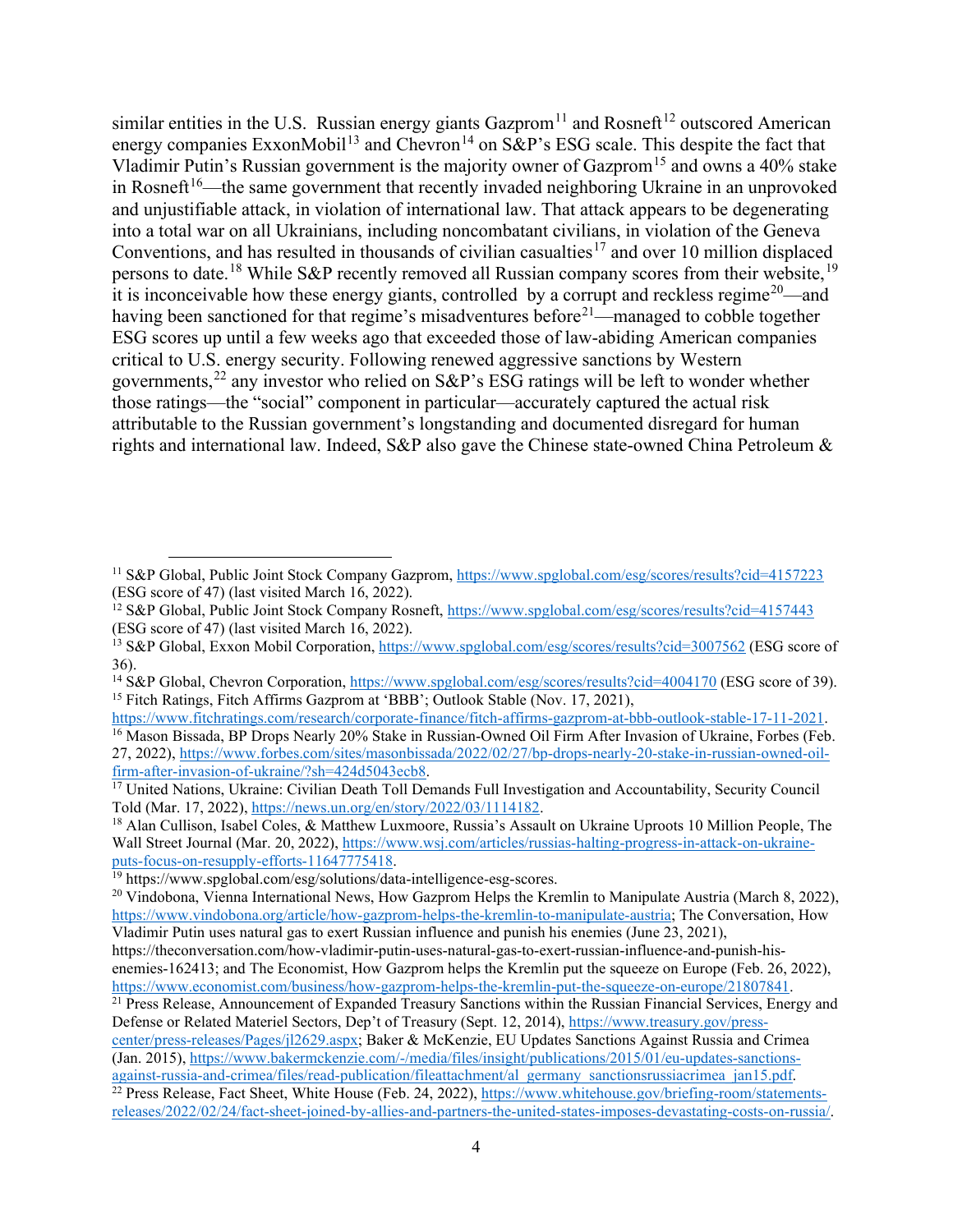similar entities in the U.S. Russian energy giants Gazprom[11] and Rosneft[12] outscored American energy companies ExxonMobil[13] and Chevron[14] on S&P's ESG scale. This despite the fact that Vladimir Putin's Russian government is the majority owner of Gazprom[15] and owns a 40% stake in Rosneft[16]—the same government that recently invaded neighboring Ukraine in an unprovoked and unjustifiable attack, in violation of international law. That attack appears to be degenerating into a total war on all Ukrainians, including noncombatant civilians, in violation of the Geneva Conventions, and has resulted in thousands of civilian casualties[17] and over 10 million displaced persons to date.[18] While S&P recently removed all Russian company scores from their website,[19] it is inconceivable how these energy giants, controlled by a corrupt and reckless regime[20]—and having been sanctioned for that regime's misadventures before[21]—managed to cobble together ESG scores up until a few weeks ago that exceeded those of law-abiding American companies critical to U.S. energy security. Following renewed aggressive sanctions by Western governments,[22] any investor who relied on S&P's ESG ratings will be left to wonder whether those ratings—the "social" component in particular—accurately captured the actual risk attributable to the Russian government's longstanding and documented disregard for human rights and international law. Indeed, S&P also gave the Chinese state-owned China Petroleum &

---

[11] S&P Global, Public Joint Stock Company Gazprom, https://www.spglobal.com/esg/scores/results?cid=4157223 (ESG score of 47) (last visited March 16, 2022).

[12] S&P Global, Public Joint Stock Company Rosneft, https://www.spglobal.com/esg/scores/results?cid=4157443 (ESG score of 47) (last visited March 16, 2022).

[13] S&P Global, Exxon Mobil Corporation, https://www.spglobal.com/esg/scores/results?cid=3007562 (ESG score of 36).

[14] S&P Global, Chevron Corporation, https://www.spglobal.com/esg/scores/results?cid=4004170 (ESG score of 39).

[15] Fitch Ratings, Fitch Affirms Gazprom at 'BBB'; Outlook Stable (Nov. 17, 2021), https://www.fitchratings.com/research/corporate-finance/fitch-affirms-gazprom-at-bbb-outlook-stable-17-11-2021.

[16] Mason Bissada, BP Drops Nearly 20% Stake in Russian-Owned Oil Firm After Invasion of Ukraine, Forbes (Feb. 27, 2022), https://www.forbes.com/sites/masonbissada/2022/02/27/bp-drops-nearly-20-stake-in-russian-owned-oil-firm-after-invasion-of-ukraine/?sh=424d5043ecb8.

[17] United Nations, Ukraine: Civilian Death Toll Demands Full Investigation and Accountability, Security Council Told (Mar. 17, 2022), https://news.un.org/en/story/2022/03/1114182.

[18] Alan Cullison, Isabel Coles, & Matthew Luxmoore, Russia's Assault on Ukraine Uproots 10 Million People, The Wall Street Journal (Mar. 20, 2022), https://www.wsj.com/articles/russias-halting-progress-in-attack-on-ukraine-puts-focus-on-resupply-efforts-11647775418.

[19] https://www.spglobal.com/esg/solutions/data-intelligence-esg-scores.

[20] Vindobona, Vienna International News, How Gazprom Helps the Kremlin to Manipulate Austria (March 8, 2022), https://www.vindobona.org/article/how-gazprom-helps-the-kremlin-to-manipulate-austria; The Conversation, How Vladimir Putin uses natural gas to exert Russian influence and punish his enemies (June 23, 2021), https://theconversation.com/how-vladimir-putin-uses-natural-gas-to-exert-russian-influence-and-punish-his-enemies-162413; and The Economist, How Gazprom helps the Kremlin put the squeeze on Europe (Feb. 26, 2022), https://www.economist.com/business/how-gazprom-helps-the-kremlin-put-the-squeeze-on-europe/21807841.

[21] Press Release, Announcement of Expanded Treasury Sanctions within the Russian Financial Services, Energy and Defense or Related Materiel Sectors, Dep't of Treasury (Sept. 12, 2014), https://www.treasury.gov/press-center/press-releases/Pages/jl2629.aspx; Baker & McKenzie, EU Updates Sanctions Against Russia and Crimea (Jan. 2015), https://www.bakermckenzie.com/-/media/files/insight/publications/2015/01/eu-updates-sanctions-against-russia-and-crimea/files/read-publication/fileattachment/al_germany_sanctionsrussiacrimea_jan15.pdf.

[22] Press Release, Fact Sheet, White House (Feb. 24, 2022), https://www.whitehouse.gov/briefing-room/statements-releases/2022/02/24/fact-sheet-joined-by-allies-and-partners-the-united-states-imposes-devastating-costs-on-russia/.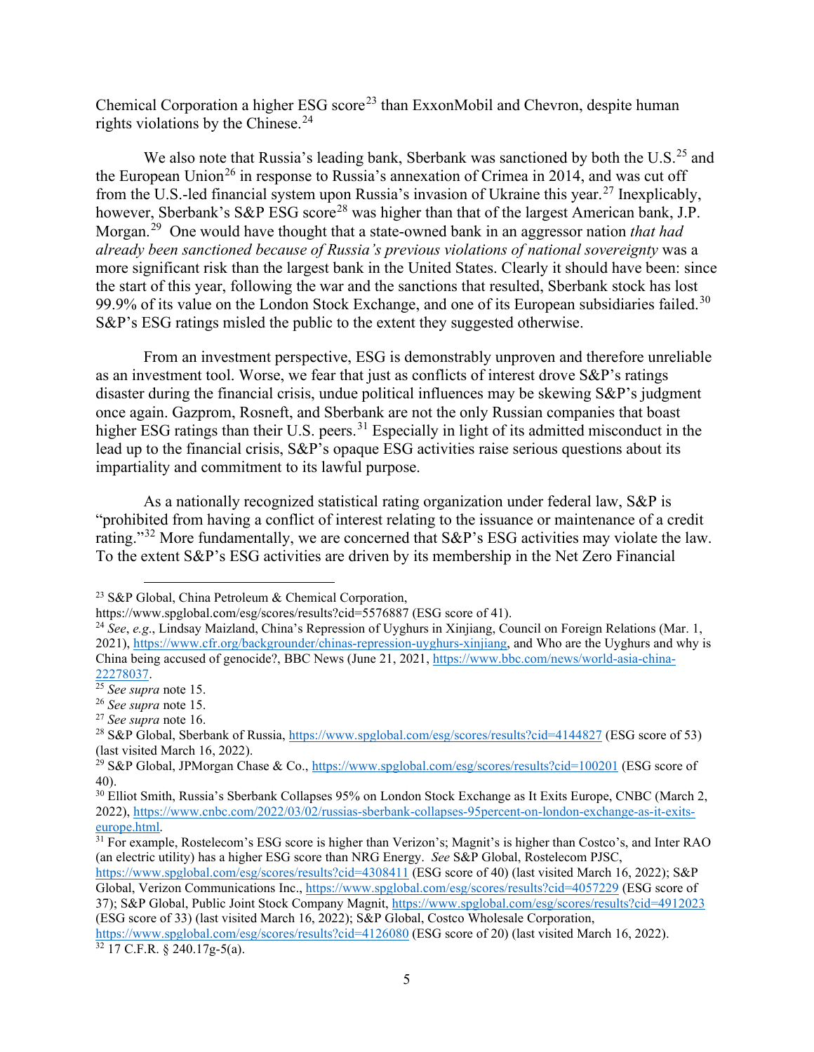Chemical Corporation a higher ESG score[23] than ExxonMobil and Chevron, despite human rights violations by the Chinese.[24]

We also note that Russia's leading bank, Sberbank was sanctioned by both the U.S.[25] and the European Union[26] in response to Russia's annexation of Crimea in 2014, and was cut off from the U.S.-led financial system upon Russia's invasion of Ukraine this year.[27] Inexplicably, however, Sberbank's S&P ESG score[28] was higher than that of the largest American bank, J.P. Morgan.[29] One would have thought that a state-owned bank in an aggressor nation *that had already been sanctioned because of Russia's previous violations of national sovereignty* was a more significant risk than the largest bank in the United States. Clearly it should have been: since the start of this year, following the war and the sanctions that resulted, Sberbank stock has lost 99.9% of its value on the London Stock Exchange, and one of its European subsidiaries failed.[30] S&P's ESG ratings misled the public to the extent they suggested otherwise.

From an investment perspective, ESG is demonstrably unproven and therefore unreliable as an investment tool. Worse, we fear that just as conflicts of interest drove S&P's ratings disaster during the financial crisis, undue political influences may be skewing S&P's judgment once again. Gazprom, Rosneft, and Sberbank are not the only Russian companies that boast higher ESG ratings than their U.S. peers.[31] Especially in light of its admitted misconduct in the lead up to the financial crisis, S&P's opaque ESG activities raise serious questions about its impartiality and commitment to its lawful purpose.

As a nationally recognized statistical rating organization under federal law, S&P is "prohibited from having a conflict of interest relating to the issuance or maintenance of a credit rating."[32] More fundamentally, we are concerned that S&P's ESG activities may violate the law. To the extent S&P's ESG activities are driven by its membership in the Net Zero Financial

---

[23] S&P Global, China Petroleum & Chemical Corporation, https://www.spglobal.com/esg/scores/results?cid=5576887 (ESG score of 41).

[24] *See*, *e.g*., Lindsay Maizland, China's Repression of Uyghurs in Xinjiang, Council on Foreign Relations (Mar. 1, 2021), https://www.cfr.org/backgrounder/chinas-repression-uyghurs-xinjiang, and Who are the Uyghurs and why is China being accused of genocide?, BBC News (June 21, 2021, https://www.bbc.com/news/world-asia-china-22278037.

[25] *See supra* note 15.

[26] *See supra* note 15.

[27] *See supra* note 16.

[28] S&P Global, Sberbank of Russia, https://www.spglobal.com/esg/scores/results?cid=4144827 (ESG score of 53) (last visited March 16, 2022).

[29] S&P Global, JPMorgan Chase & Co., https://www.spglobal.com/esg/scores/results?cid=100201 (ESG score of 40).

[30] Elliot Smith, Russia's Sberbank Collapses 95% on London Stock Exchange as It Exits Europe, CNBC (March 2, 2022), https://www.cnbc.com/2022/03/02/russias-sberbank-collapses-95percent-on-london-exchange-as-it-exits-europe.html.

[31] For example, Rostelecom's ESG score is higher than Verizon's; Magnit's is higher than Costco's, and Inter RAO (an electric utility) has a higher ESG score than NRG Energy. *See* S&P Global, Rostelecom PJSC, https://www.spglobal.com/esg/scores/results?cid=4308411 (ESG score of 40) (last visited March 16, 2022); S&P Global, Verizon Communications Inc., https://www.spglobal.com/esg/scores/results?cid=4057229 (ESG score of 37); S&P Global, Public Joint Stock Company Magnit, https://www.spglobal.com/esg/scores/results?cid=4912023 (ESG score of 33) (last visited March 16, 2022); S&P Global, Costco Wholesale Corporation, https://www.spglobal.com/esg/scores/results?cid=4126080 (ESG score of 20) (last visited March 16, 2022).

[32] 17 C.F.R. § 240.17g-5(a).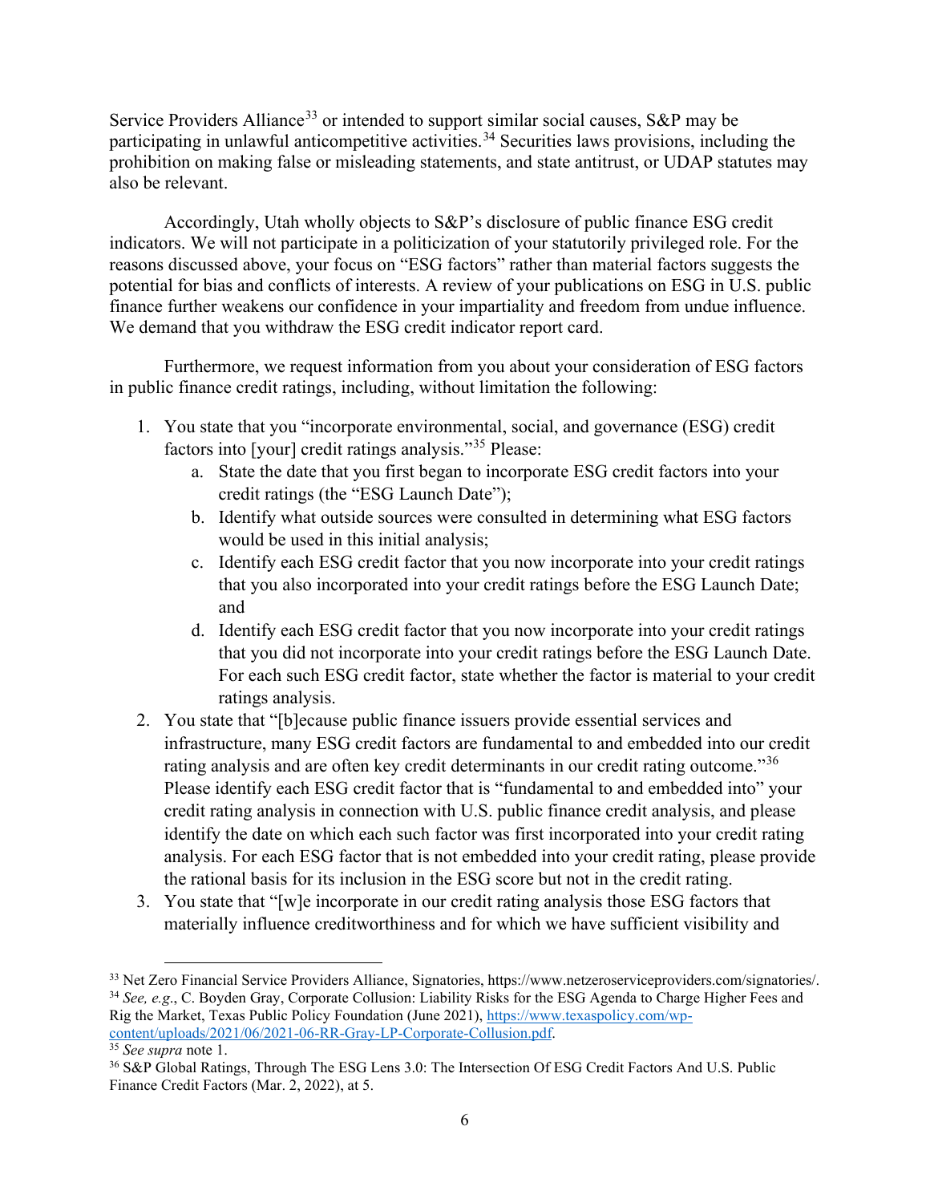Service Providers Alliance[33] or intended to support similar social causes, S&P may be participating in unlawful anticompetitive activities.[34] Securities laws provisions, including the prohibition on making false or misleading statements, and state antitrust, or UDAP statutes may also be relevant.

Accordingly, Utah wholly objects to S&P's disclosure of public finance ESG credit indicators. We will not participate in a politicization of your statutorily privileged role. For the reasons discussed above, your focus on "ESG factors" rather than material factors suggests the potential for bias and conflicts of interests. A review of your publications on ESG in U.S. public finance further weakens our confidence in your impartiality and freedom from undue influence. We demand that you withdraw the ESG credit indicator report card.

Furthermore, we request information from you about your consideration of ESG factors in public finance credit ratings, including, without limitation the following:

1. You state that you "incorporate environmental, social, and governance (ESG) credit factors into [your] credit ratings analysis."[35] Please:
   a. State the date that you first began to incorporate ESG credit factors into your credit ratings (the "ESG Launch Date");
   b. Identify what outside sources were consulted in determining what ESG factors would be used in this initial analysis;
   c. Identify each ESG credit factor that you now incorporate into your credit ratings that you also incorporated into your credit ratings before the ESG Launch Date; and
   d. Identify each ESG credit factor that you now incorporate into your credit ratings that you did not incorporate into your credit ratings before the ESG Launch Date. For each such ESG credit factor, state whether the factor is material to your credit ratings analysis.
2. You state that "[b]ecause public finance issuers provide essential services and infrastructure, many ESG credit factors are fundamental to and embedded into our credit rating analysis and are often key credit determinants in our credit rating outcome."[36] Please identify each ESG credit factor that is "fundamental to and embedded into" your credit rating analysis in connection with U.S. public finance credit analysis, and please identify the date on which each such factor was first incorporated into your credit rating analysis. For each ESG factor that is not embedded into your credit rating, please provide the rational basis for its inclusion in the ESG score but not in the credit rating.
3. You state that "[w]e incorporate in our credit rating analysis those ESG factors that materially influence creditworthiness and for which we have sufficient visibility and

---

[33] Net Zero Financial Service Providers Alliance, Signatories, https://www.netzeroserviceproviders.com/signatories/.

[34] *See, e.g*., C. Boyden Gray, Corporate Collusion: Liability Risks for the ESG Agenda to Charge Higher Fees and Rig the Market, Texas Public Policy Foundation (June 2021), https://www.texaspolicy.com/wp-content/uploads/2021/06/2021-06-RR-Gray-LP-Corporate-Collusion.pdf.

[35] *See supra* note 1.

[36] S&P Global Ratings, Through The ESG Lens 3.0: The Intersection Of ESG Credit Factors And U.S. Public Finance Credit Factors (Mar. 2, 2022), at 5.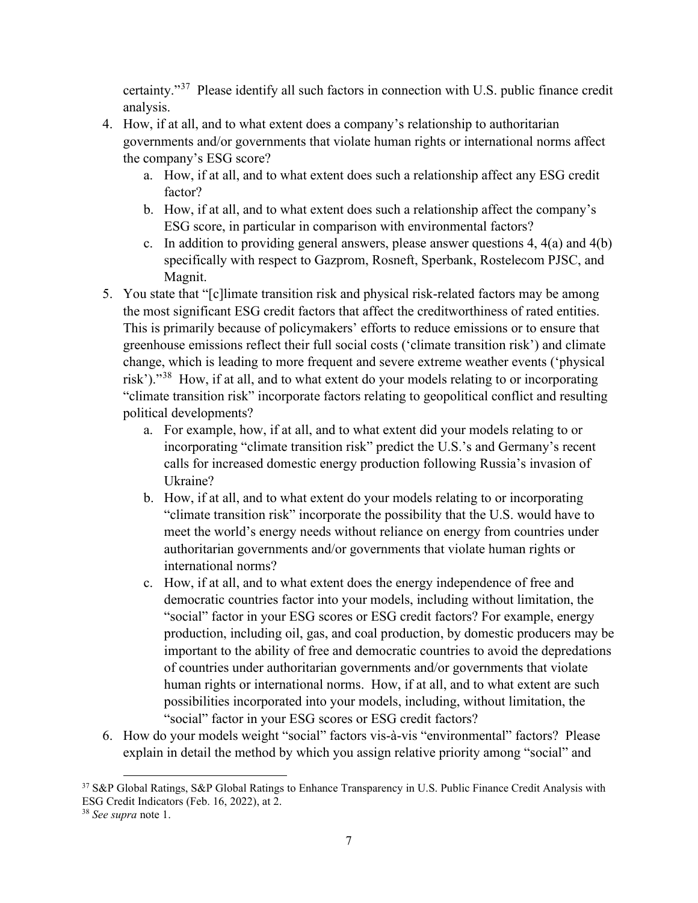certainty."[37] Please identify all such factors in connection with U.S. public finance credit analysis.

4. How, if at all, and to what extent does a company's relationship to authoritarian governments and/or governments that violate human rights or international norms affect the company's ESG score?
    a. How, if at all, and to what extent does such a relationship affect any ESG credit factor?
    b. How, if at all, and to what extent does such a relationship affect the company's ESG score, in particular in comparison with environmental factors?
    c. In addition to providing general answers, please answer questions 4, 4(a) and 4(b) specifically with respect to Gazprom, Rosneft, Sperbank, Rostelecom PJSC, and Magnit.
5. You state that "[c]limate transition risk and physical risk-related factors may be among the most significant ESG credit factors that affect the creditworthiness of rated entities. This is primarily because of policymakers' efforts to reduce emissions or to ensure that greenhouse emissions reflect their full social costs ('climate transition risk') and climate change, which is leading to more frequent and severe extreme weather events ('physical risk')."[38] How, if at all, and to what extent do your models relating to or incorporating "climate transition risk" incorporate factors relating to geopolitical conflict and resulting political developments?
    a. For example, how, if at all, and to what extent did your models relating to or incorporating "climate transition risk" predict the U.S.'s and Germany's recent calls for increased domestic energy production following Russia's invasion of Ukraine?
    b. How, if at all, and to what extent do your models relating to or incorporating "climate transition risk" incorporate the possibility that the U.S. would have to meet the world's energy needs without reliance on energy from countries under authoritarian governments and/or governments that violate human rights or international norms?
    c. How, if at all, and to what extent does the energy independence of free and democratic countries factor into your models, including without limitation, the "social" factor in your ESG scores or ESG credit factors? For example, energy production, including oil, gas, and coal production, by domestic producers may be important to the ability of free and democratic countries to avoid the depredations of countries under authoritarian governments and/or governments that violate human rights or international norms. How, if at all, and to what extent are such possibilities incorporated into your models, including, without limitation, the "social" factor in your ESG scores or ESG credit factors?
6. How do your models weight "social" factors vis-à-vis "environmental" factors? Please explain in detail the method by which you assign relative priority among "social" and

---

[37] S&P Global Ratings, S&P Global Ratings to Enhance Transparency in U.S. Public Finance Credit Analysis with ESG Credit Indicators (Feb. 16, 2022), at 2.

[38] *See supra* note 1.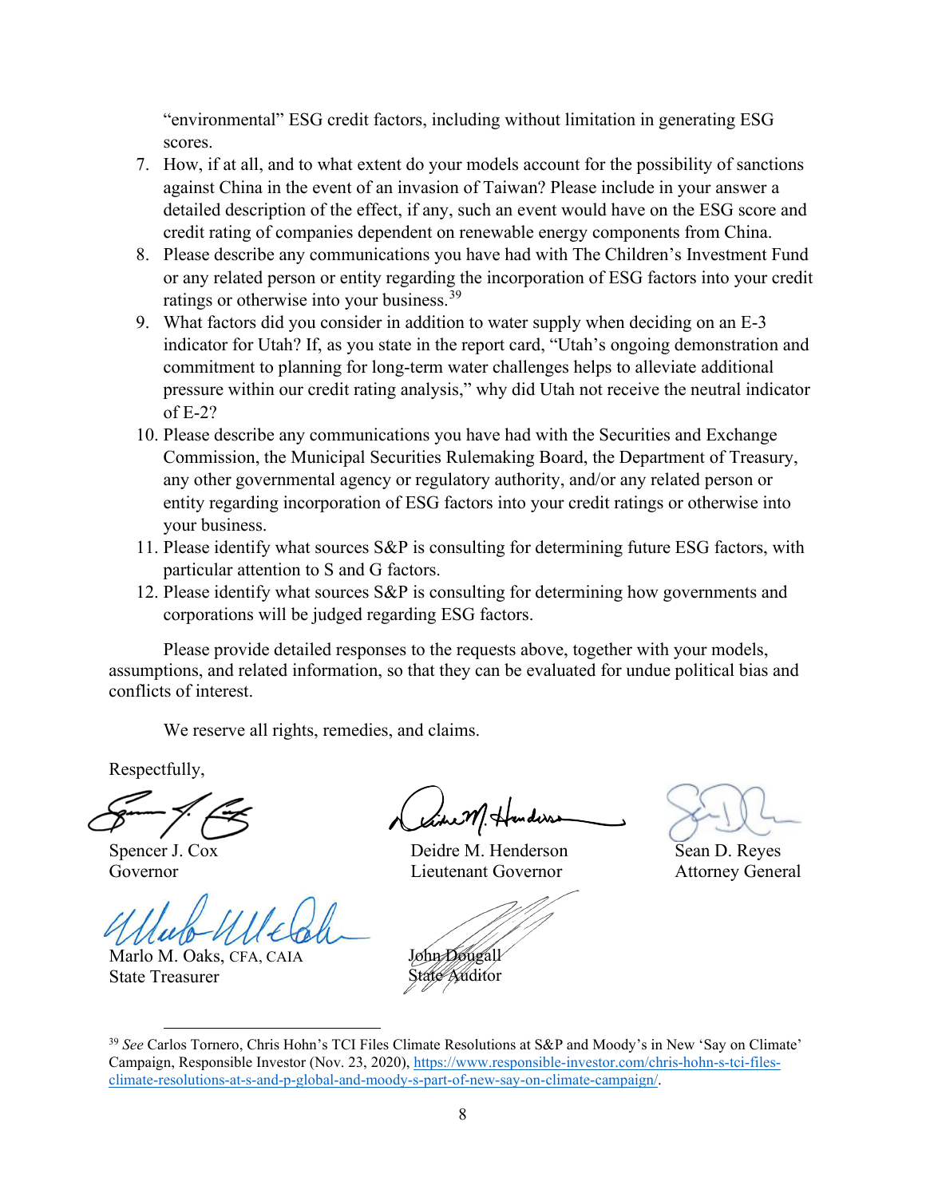"environmental" ESG credit factors, including without limitation in generating ESG scores.

7. How, if at all, and to what extent do your models account for the possibility of sanctions against China in the event of an invasion of Taiwan? Please include in your answer a detailed description of the effect, if any, such an event would have on the ESG score and credit rating of companies dependent on renewable energy components from China.
8. Please describe any communications you have had with The Children's Investment Fund or any related person or entity regarding the incorporation of ESG factors into your credit ratings or otherwise into your business.[39]
9. What factors did you consider in addition to water supply when deciding on an E-3 indicator for Utah? If, as you state in the report card, "Utah's ongoing demonstration and commitment to planning for long-term water challenges helps to alleviate additional pressure within our credit rating analysis," why did Utah not receive the neutral indicator of E-2?
10. Please describe any communications you have had with the Securities and Exchange Commission, the Municipal Securities Rulemaking Board, the Department of Treasury, any other governmental agency or regulatory authority, and/or any related person or entity regarding incorporation of ESG factors into your credit ratings or otherwise into your business.
11. Please identify what sources S&P is consulting for determining future ESG factors, with particular attention to S and G factors.
12. Please identify what sources S&P is consulting for determining how governments and corporations will be judged regarding ESG factors.

Please provide detailed responses to the requests above, together with your models, assumptions, and related information, so that they can be evaluated for undue political bias and conflicts of interest.

We reserve all rights, remedies, and claims.

Respectfully,

Spencer J. Cox
Governor

Deidre M. Henderson
Lieutenant Governor

Sean D. Reyes
Attorney General

Marlo M. Oaks, CFA, CAIA
State Treasurer

John Dougall
State Auditor

[39] *See* Carlos Tornero, Chris Hohn's TCI Files Climate Resolutions at S&P and Moody's in New 'Say on Climate' Campaign, Responsible Investor (Nov. 23, 2020), https://www.responsible-investor.com/chris-hohn-s-tci-files-climate-resolutions-at-s-and-p-global-and-moody-s-part-of-new-say-on-climate-campaign/.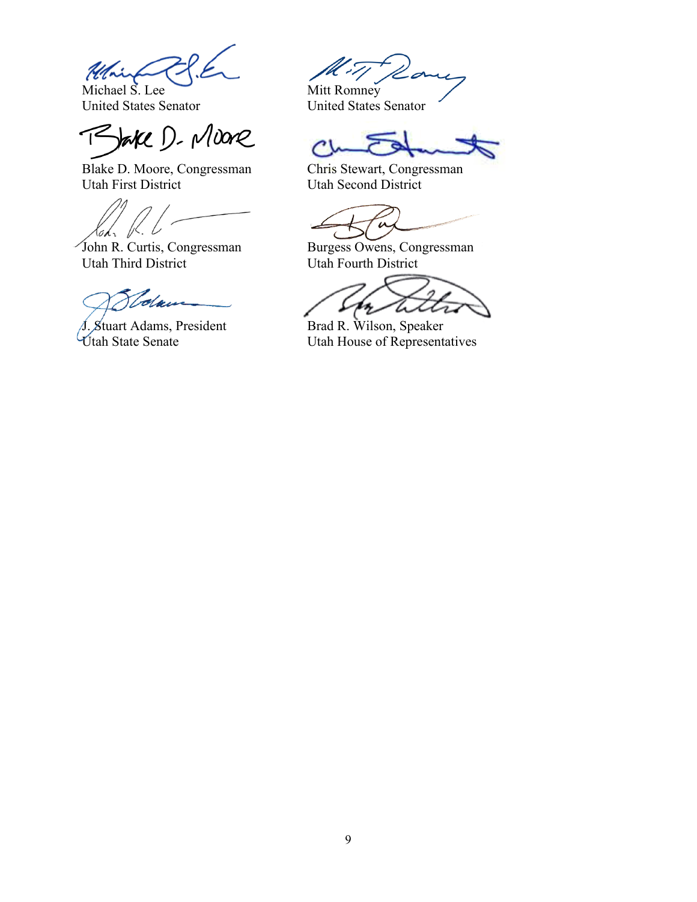Michael S. Lee
United States Senator

Mitt Romney
United States Senator

Blake D. Moore, Congressman
Utah First District

Chris Stewart, Congressman
Utah Second District

John R. Curtis, Congressman
Utah Third District

Burgess Owens, Congressman
Utah Fourth District

J. Stuart Adams, President
Utah State Senate

Brad R. Wilson, Speaker
Utah House of Representatives